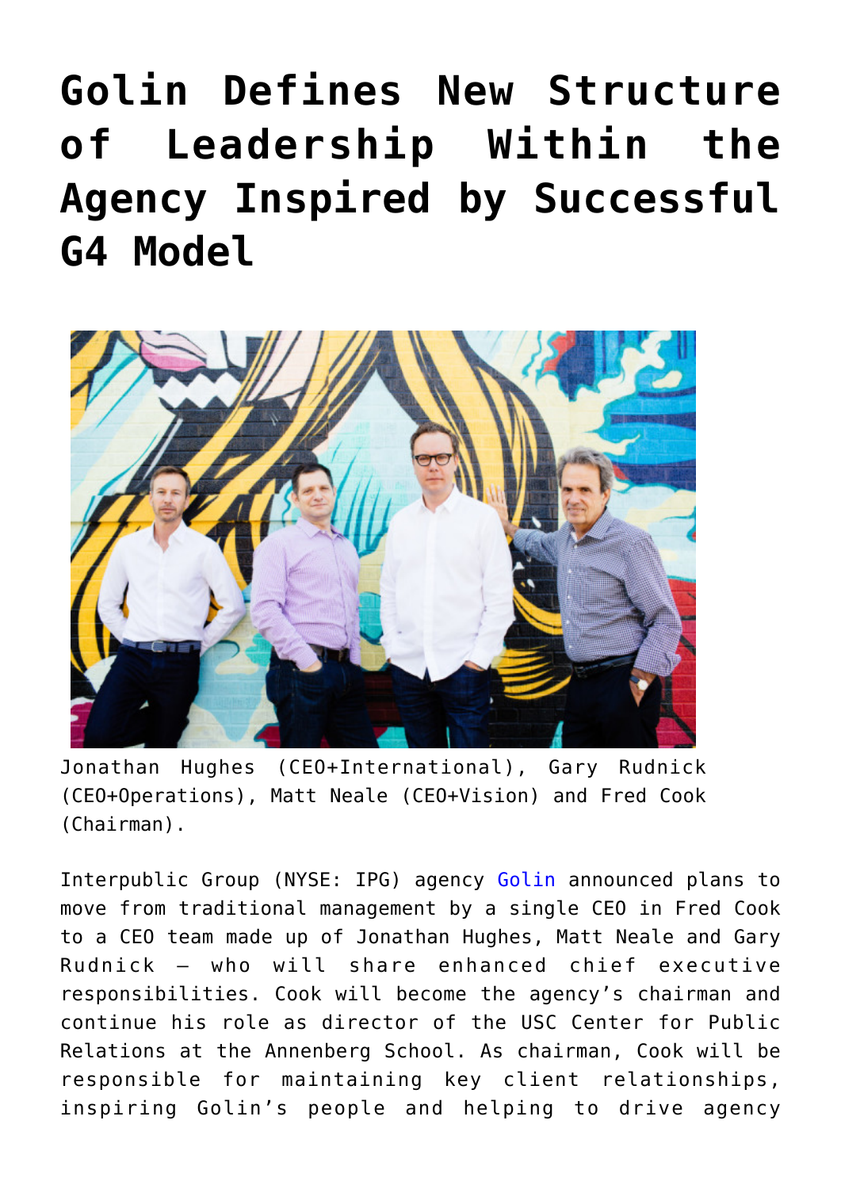# Golin Defines New Structure of Leadership Within the Agency Inspired by Successful G4 Model

Jonathan Hughes (CEO+International), Gary Rudnick (CEO+Operations), Matt Neale (CEO+Vision) and Fred Cook (Chairman).

Interpublic Group (NYSE: IPG) agency Golin announced plans to move from traditional management by a single CEO in Fred Cook to a CEO team made up of Jonathan Hughes, Matt Neale and Gary Rudnick – who will share enhanced chief executive responsibilities. Cook will become the agency's chairman and continue his role as director of the USC Center for Public Relations at the Annenberg School. As chairman, Cook will be responsible for maintaining key client relationships, inspiring Golin's people and helping to drive agency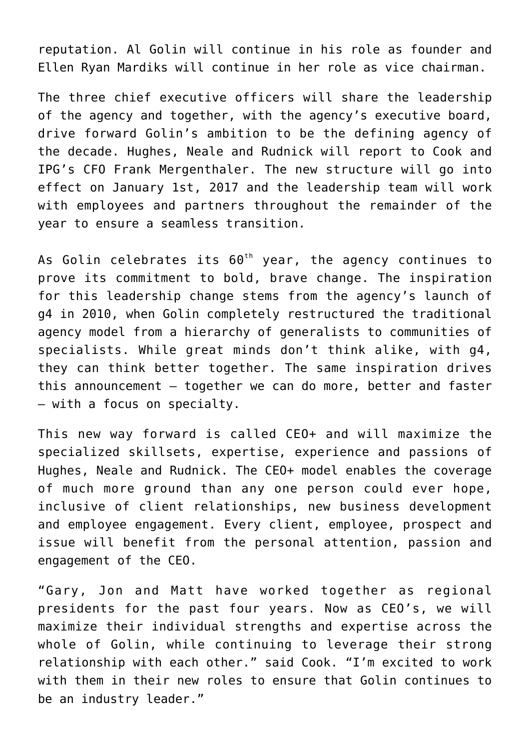reputation. Al Golin will continue in his role as founder and Ellen Ryan Mardiks will continue in her role as vice chairman.

The three chief executive officers will share the leadership of the agency and together, with the agency's executive board, drive forward Golin's ambition to be the defining agency of the decade. Hughes, Neale and Rudnick will report to Cook and IPG's CFO Frank Mergenthaler. The new structure will go into effect on January 1st, 2017 and the leadership team will work with employees and partners throughout the remainder of the year to ensure a seamless transition.

As Golin celebrates its 60th year, the agency continues to prove its commitment to bold, brave change. The inspiration for this leadership change stems from the agency's launch of g4 in 2010, when Golin completely restructured the traditional agency model from a hierarchy of generalists to communities of specialists. While great minds don't think alike, with g4, they can think better together. The same inspiration drives this announcement – together we can do more, better and faster – with a focus on specialty.

This new way forward is called CEO+ and will maximize the specialized skillsets, expertise, experience and passions of Hughes, Neale and Rudnick. The CEO+ model enables the coverage of much more ground than any one person could ever hope, inclusive of client relationships, new business development and employee engagement. Every client, employee, prospect and issue will benefit from the personal attention, passion and engagement of the CEO.

"Gary, Jon and Matt have worked together as regional presidents for the past four years. Now as CEO's, we will maximize their individual strengths and expertise across the whole of Golin, while continuing to leverage their strong relationship with each other." said Cook. "I'm excited to work with them in their new roles to ensure that Golin continues to be an industry leader."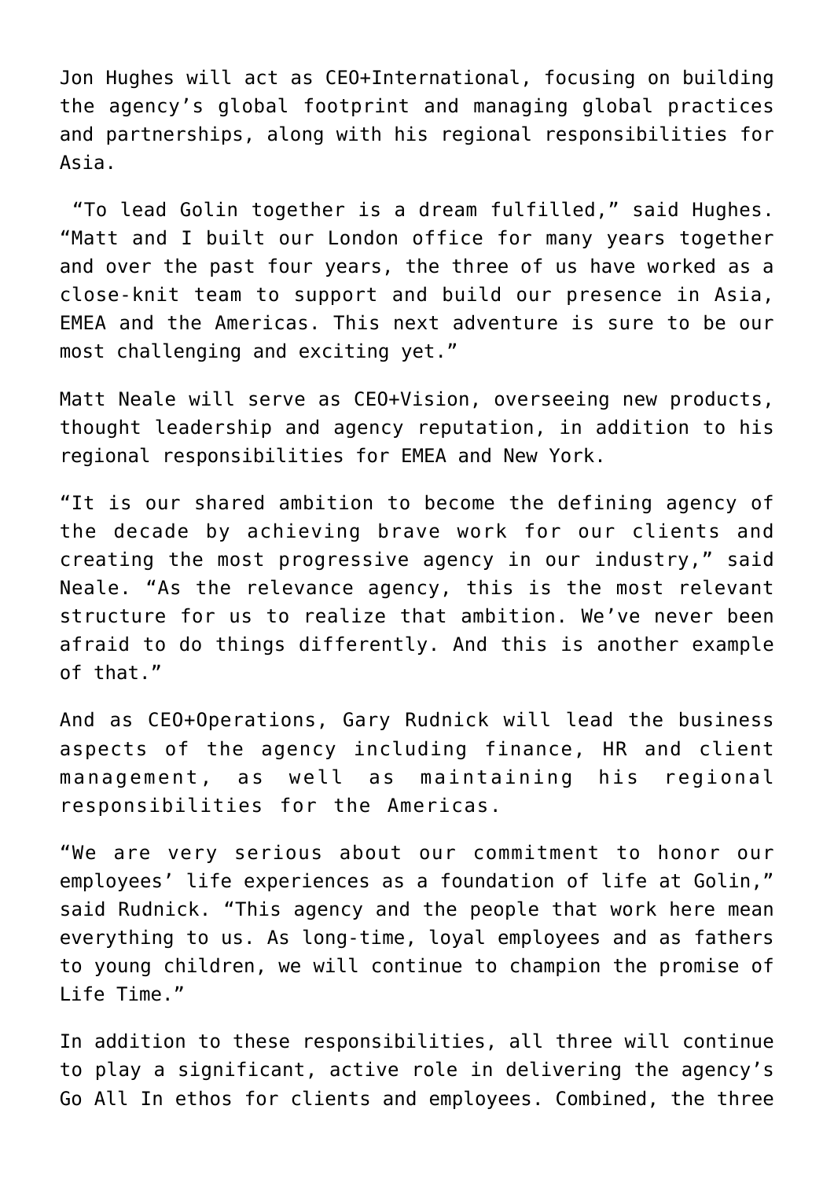Jon Hughes will act as CEO+International, focusing on building the agency's global footprint and managing global practices and partnerships, along with his regional responsibilities for Asia.

"To lead Golin together is a dream fulfilled," said Hughes. "Matt and I built our London office for many years together and over the past four years, the three of us have worked as a close-knit team to support and build our presence in Asia, EMEA and the Americas. This next adventure is sure to be our most challenging and exciting yet."

Matt Neale will serve as CEO+Vision, overseeing new products, thought leadership and agency reputation, in addition to his regional responsibilities for EMEA and New York.

"It is our shared ambition to become the defining agency of the decade by achieving brave work for our clients and creating the most progressive agency in our industry," said Neale. "As the relevance agency, this is the most relevant structure for us to realize that ambition. We've never been afraid to do things differently. And this is another example of that."

And as CEO+Operations, Gary Rudnick will lead the business aspects of the agency including finance, HR and client management, as well as maintaining his regional responsibilities for the Americas.

"We are very serious about our commitment to honor our employees' life experiences as a foundation of life at Golin," said Rudnick. "This agency and the people that work here mean everything to us. As long-time, loyal employees and as fathers to young children, we will continue to champion the promise of Life Time."

In addition to these responsibilities, all three will continue to play a significant, active role in delivering the agency's Go All In ethos for clients and employees. Combined, the three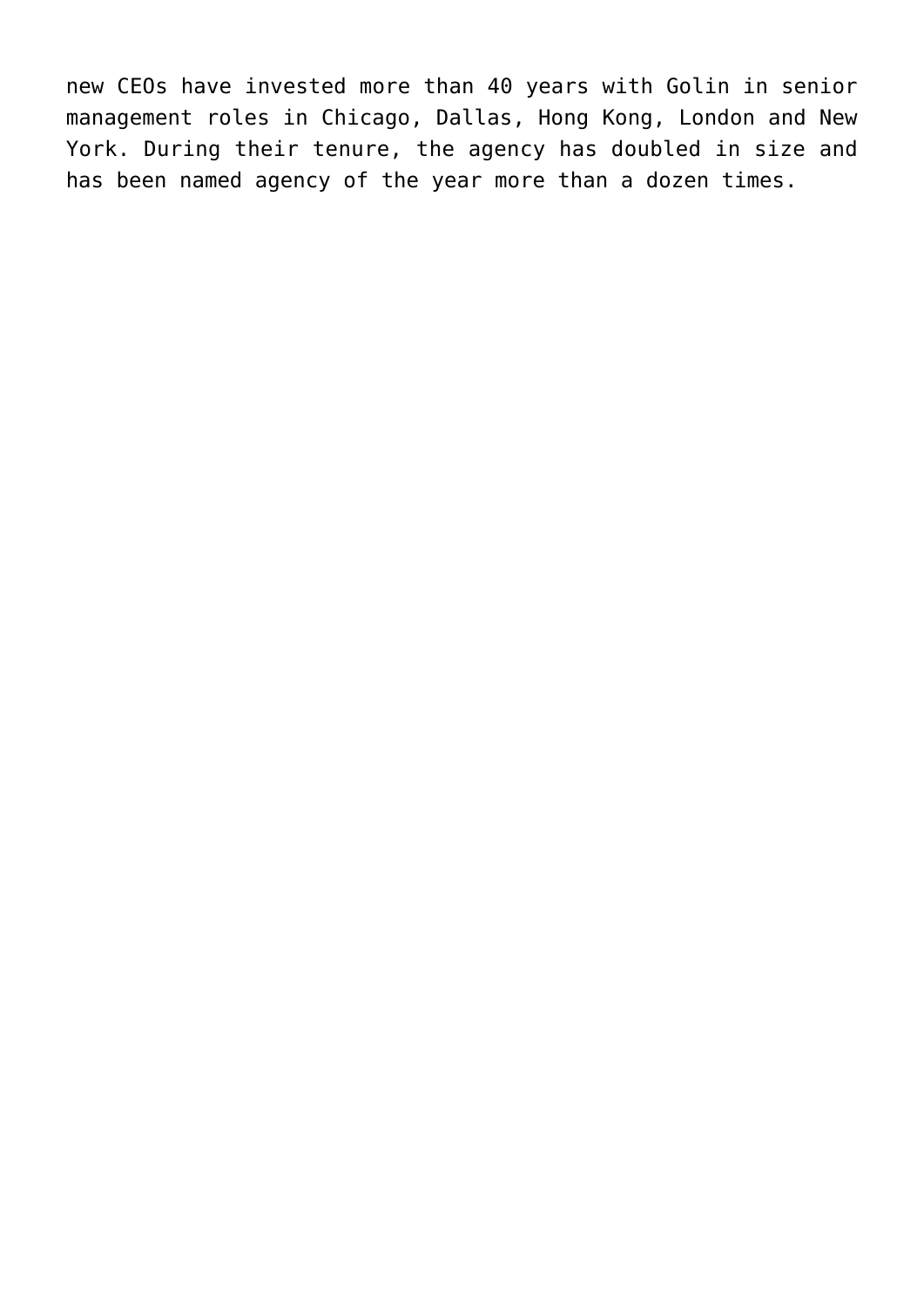new CEOs have invested more than 40 years with Golin in senior management roles in Chicago, Dallas, Hong Kong, London and New York. During their tenure, the agency has doubled in size and has been named agency of the year more than a dozen times.